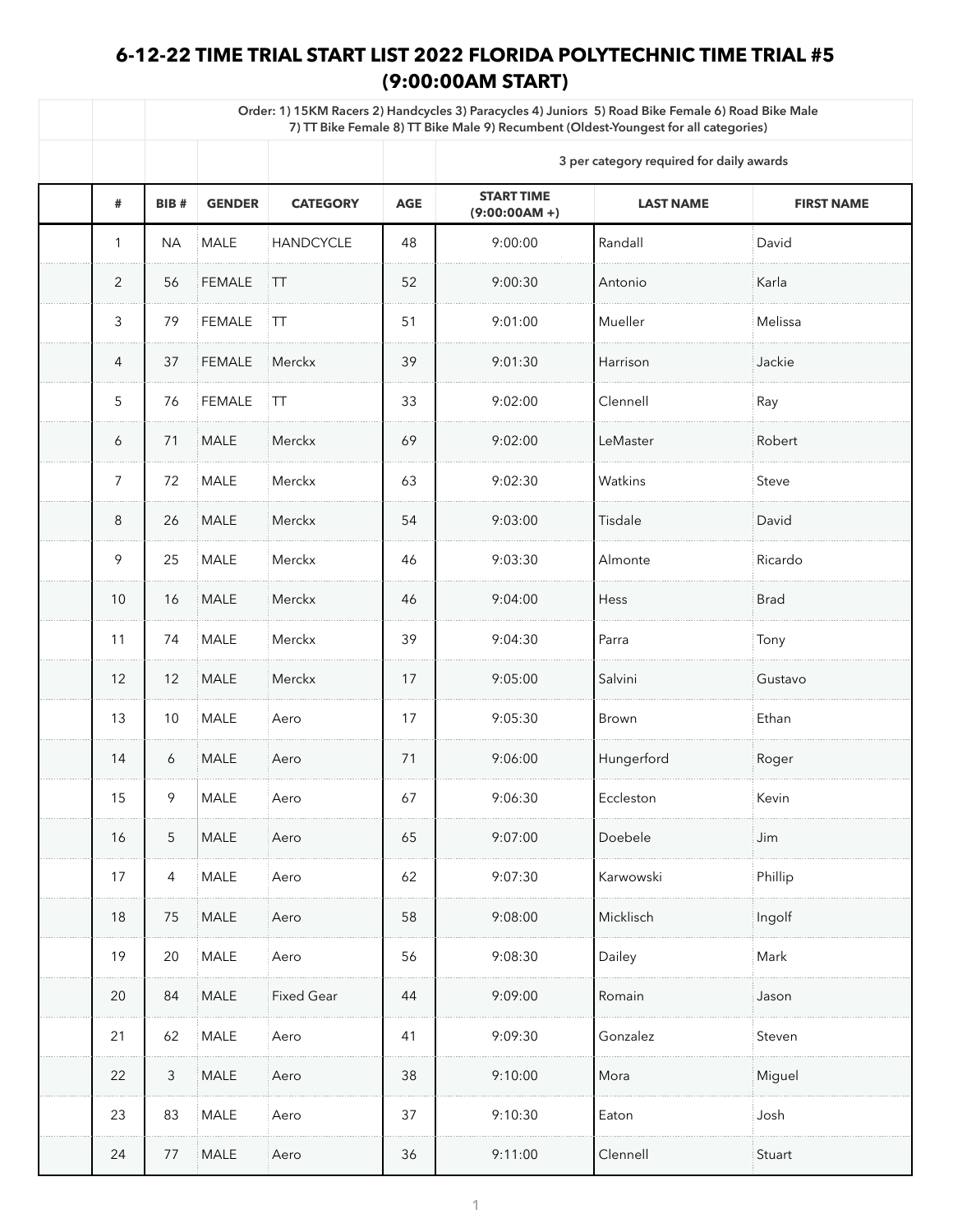# 6-12-22 TIME TRIAL START LIST 2022 FLORIDA POLYTECHNIC TIME TRIAL #5 (9:00:00AM START)

**Order: 1) 15KM Racers 2) Handcycles 3) Paracycles 4) Juniors 5) Road Bike Female 6) Road Bike Male 7) TT Bike Female 8) TT Bike Male 9) Recumbent (Oldest-Youngest for all categories)**

**3 per category required for daily awards**

| # | BIB # | GENDER | CATEGORY | AGE | START TIME (9:00:00AM +) | LAST NAME | FIRST NAME |
|---|---|---|---|---|---|---|---|
| 1 | NA | MALE | HANDCYCLE | 48 | 9:00:00 | Randall | David |
| 2 | 56 | FEMALE | TT | 52 | 9:00:30 | Antonio | Karla |
| 3 | 79 | FEMALE | TT | 51 | 9:01:00 | Mueller | Melissa |
| 4 | 37 | FEMALE | Merckx | 39 | 9:01:30 | Harrison | Jackie |
| 5 | 76 | FEMALE | TT | 33 | 9:02:00 | Clennell | Ray |
| 6 | 71 | MALE | Merckx | 69 | 9:02:00 | LeMaster | Robert |
| 7 | 72 | MALE | Merckx | 63 | 9:02:30 | Watkins | Steve |
| 8 | 26 | MALE | Merckx | 54 | 9:03:00 | Tisdale | David |
| 9 | 25 | MALE | Merckx | 46 | 9:03:30 | Almonte | Ricardo |
| 10 | 16 | MALE | Merckx | 46 | 9:04:00 | Hess | Brad |
| 11 | 74 | MALE | Merckx | 39 | 9:04:30 | Parra | Tony |
| 12 | 12 | MALE | Merckx | 17 | 9:05:00 | Salvini | Gustavo |
| 13 | 10 | MALE | Aero | 17 | 9:05:30 | Brown | Ethan |
| 14 | 6 | MALE | Aero | 71 | 9:06:00 | Hungerford | Roger |
| 15 | 9 | MALE | Aero | 67 | 9:06:30 | Eccleston | Kevin |
| 16 | 5 | MALE | Aero | 65 | 9:07:00 | Doebele | Jim |
| 17 | 4 | MALE | Aero | 62 | 9:07:30 | Karwowski | Phillip |
| 18 | 75 | MALE | Aero | 58 | 9:08:00 | Micklisch | Ingolf |
| 19 | 20 | MALE | Aero | 56 | 9:08:30 | Dailey | Mark |
| 20 | 84 | MALE | Fixed Gear | 44 | 9:09:00 | Romain | Jason |
| 21 | 62 | MALE | Aero | 41 | 9:09:30 | Gonzalez | Steven |
| 22 | 3 | MALE | Aero | 38 | 9:10:00 | Mora | Miguel |
| 23 | 83 | MALE | Aero | 37 | 9:10:30 | Eaton | Josh |
| 24 | 77 | MALE | Aero | 36 | 9:11:00 | Clennell | Stuart |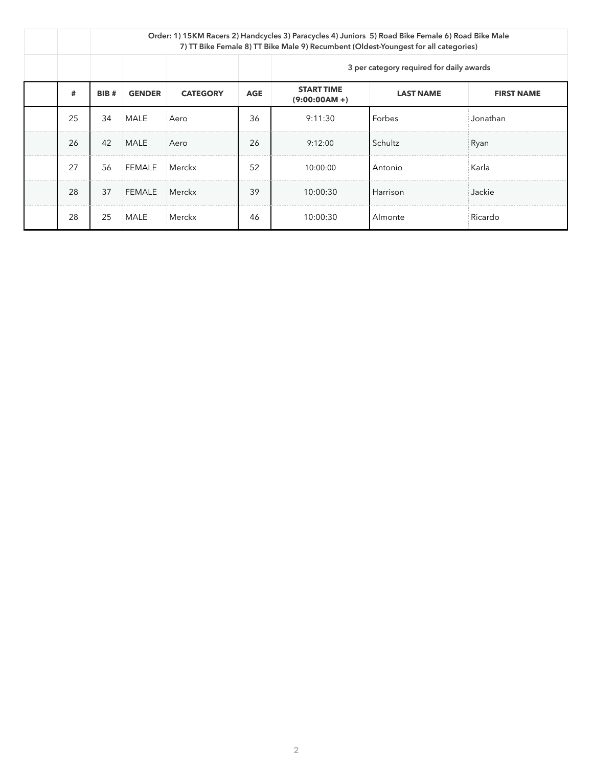| | # | BIB # | GENDER | CATEGORY | AGE | START TIME (9:00:00AM +) | LAST NAME | FIRST NAME |
|---|---|---|---|---|---|---|---|---|
| | | Order: 1) 15KM Racers 2) Handcycles 3) Paracycles 4) Juniors 5) Road Bike Female 6) Road Bike Male 7) TT Bike Female 8) TT Bike Male 9) Recumbent (Oldest-Youngest for all categories) | | | | | | |
| | | | | | | 3 per category required for daily awards | | |
| | 25 | 34 | MALE | Aero | 36 | 9:11:30 | Forbes | Jonathan |
| | 26 | 42 | MALE | Aero | 26 | 9:12:00 | Schultz | Ryan |
| | 27 | 56 | FEMALE | Merckx | 52 | 10:00:00 | Antonio | Karla |
| | 28 | 37 | FEMALE | Merckx | 39 | 10:00:30 | Harrison | Jackie |
| | 28 | 25 | MALE | Merckx | 46 | 10:00:30 | Almonte | Ricardo |